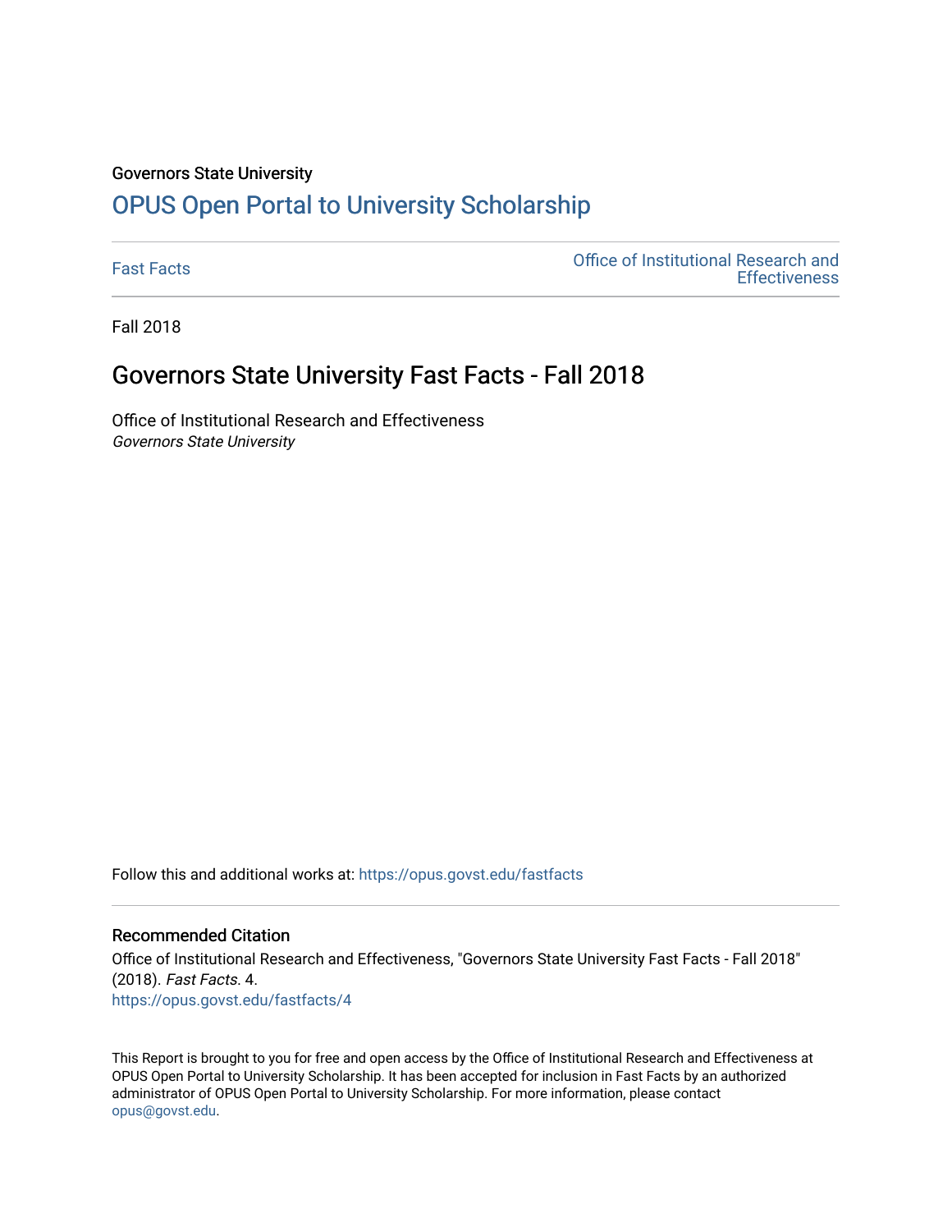Governors State University

# OPUS Open Portal to University Scholarship

Fast Facts | Office of Institutional Research and Effectiveness

Fall 2018

## Governors State University Fast Facts - Fall 2018

Office of Institutional Research and Effectiveness
*Governors State University*

Follow this and additional works at: https://opus.govst.edu/fastfacts

### Recommended Citation

Office of Institutional Research and Effectiveness, "Governors State University Fast Facts - Fall 2018" (2018). *Fast Facts*. 4.
https://opus.govst.edu/fastfacts/4

This Report is brought to you for free and open access by the Office of Institutional Research and Effectiveness at OPUS Open Portal to University Scholarship. It has been accepted for inclusion in Fast Facts by an authorized administrator of OPUS Open Portal to University Scholarship. For more information, please contact opus@govst.edu.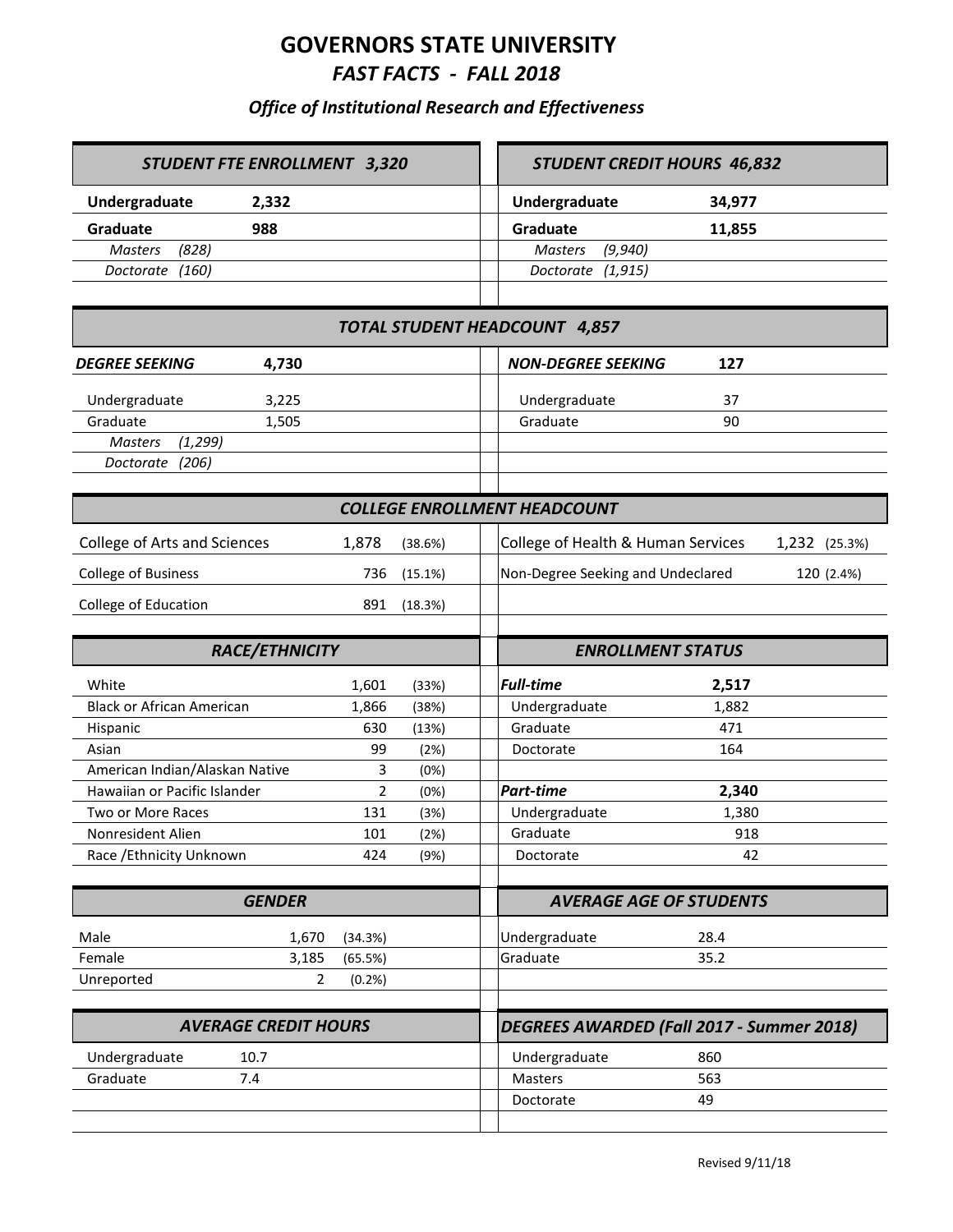# GOVERNORS STATE UNIVERSITY

## *FAST FACTS - FALL 2018*

### *Office of Institutional Research and Effectiveness*

| *STUDENT FTE ENROLLMENT 3,320* | |
|---|---|
| **Undergraduate** | **2,332** |
| **Graduate** | **988** |
| *Masters (828)* | |
| *Doctorate (160)* | |

| *STUDENT CREDIT HOURS 46,832* | |
|---|---|
| **Undergraduate** | **34,977** |
| **Graduate** | **11,855** |
| *Masters (9,940)* | |
| *Doctorate (1,915)* | |

### *TOTAL STUDENT HEADCOUNT 4,857*

| ***DEGREE SEEKING*** | **4,730** |
|---|---|
| Undergraduate | 3,225 |
| Graduate | 1,505 |
| *Masters (1,299)* | |
| *Doctorate (206)* | |

| ***NON-DEGREE SEEKING*** | **127** |
|---|---|
| Undergraduate | 37 |
| Graduate | 90 |

### *COLLEGE ENROLLMENT HEADCOUNT*

| | | |
|---|---|---|
| College of Arts and Sciences | 1,878 | (38.6%) |
| College of Business | 736 | (15.1%) |
| College of Education | 891 | (18.3%) |
| College of Health & Human Services | 1,232 | (25.3%) |
| Non-Degree Seeking and Undeclared | 120 | (2.4%) |

| *RACE/ETHNICITY* | | |
|---|---|---|
| White | 1,601 | (33%) |
| Black or African American | 1,866 | (38%) |
| Hispanic | 630 | (13%) |
| Asian | 99 | (2%) |
| American Indian/Alaskan Native | 3 | (0%) |
| Hawaiian or Pacific Islander | 2 | (0%) |
| Two or More Races | 131 | (3%) |
| Nonresident Alien | 101 | (2%) |
| Race /Ethnicity Unknown | 424 | (9%) |

| *ENROLLMENT STATUS* | |
|---|---|
| ***Full-time*** | **2,517** |
| Undergraduate | 1,882 |
| Graduate | 471 |
| Doctorate | 164 |
| ***Part-time*** | **2,340** |
| Undergraduate | 1,380 |
| Graduate | 918 |
| Doctorate | 42 |

| *GENDER* | | |
|---|---|---|
| Male | 1,670 | (34.3%) |
| Female | 3,185 | (65.5%) |
| Unreported | 2 | (0.2%) |

| *AVERAGE AGE OF STUDENTS* | |
|---|---|
| Undergraduate | 28.4 |
| Graduate | 35.2 |

| *AVERAGE CREDIT HOURS* | |
|---|---|
| Undergraduate | 10.7 |
| Graduate | 7.4 |

| *DEGREES AWARDED (Fall 2017 - Summer 2018)* | |
|---|---|
| Undergraduate | 860 |
| Masters | 563 |
| Doctorate | 49 |

Revised 9/11/18